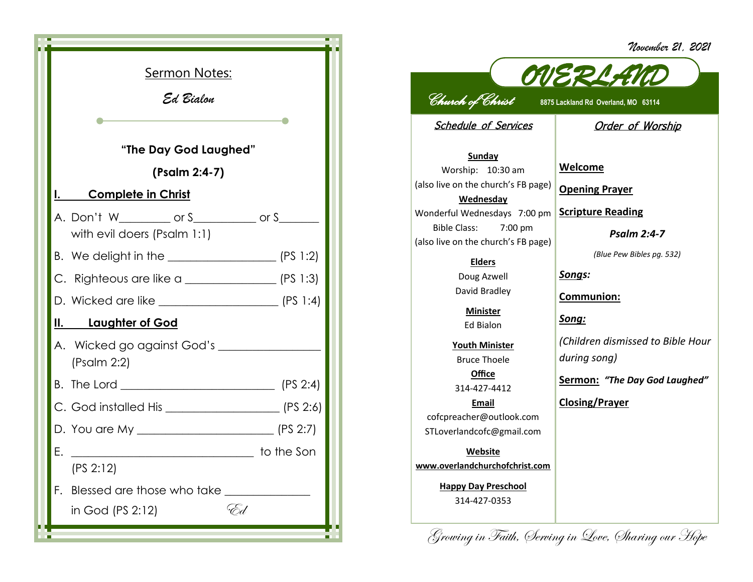## Sermon Notes:

*Ed Bialon*

**"The Day God Laughed"**

**(Psalm 2:4-7)**

### I. Complete in Christ

A. Don't W_________ or S___________ or S_______ with evil doers (Psalm 1:1)

B. We delight in the __________________ (PS 1:2)

C. Righteous are like a _______________ (PS 1:3)

D. Wicked are like ____________________ (PS 1:4)

### II. Laughter of God

A. Wicked go against God's _________________ (Psalm 2:2)

B. The Lord __________________________ (PS 2:4)

C. God installed His ___________________ (PS 2:6)

D. You are My _______________________ (PS 2:7)

E. _______________________________ to the Son (PS 2:12)

F. Blessed are those who take ______________ in God (PS 2:12)

*Ed*

---

*November 21, 2021*

# OVERLAND

*Church of Christ* **8875 Lackland Rd Overland, MO 63114**

## *Schedule of Services*

**Sunday**
Worship: 10:30 am
(also live on the church's FB page)

**Wednesday**
Wonderful Wednesdays 7:00 pm
Bible Class: 7:00 pm
(also live on the church's FB page)

**Elders**
Doug Azwell
David Bradley

**Minister**
Ed Bialon

**Youth Minister**
Bruce Thoele

**Office**
314-427-4412

**Email**
cofcpreacher@outlook.com
STLoverlandcofc@gmail.com

**Website**
**www.overlandchurchofchrist.com**

**Happy Day Preschool**
314-427-0353

## *Order of Worship*

**Welcome**

**Opening Prayer**

**Scripture Reading**

***Psalm 2:4-7***

*(Blue Pew Bibles pg. 532)*

***Songs:***

**Communion:**

***Song:***

*(Children dismissed to Bible Hour during song)*

**Sermon:** ***"The Day God Laughed"***

**Closing/Prayer**

*Growing in Faith, Serving in Love, Sharing our Hope*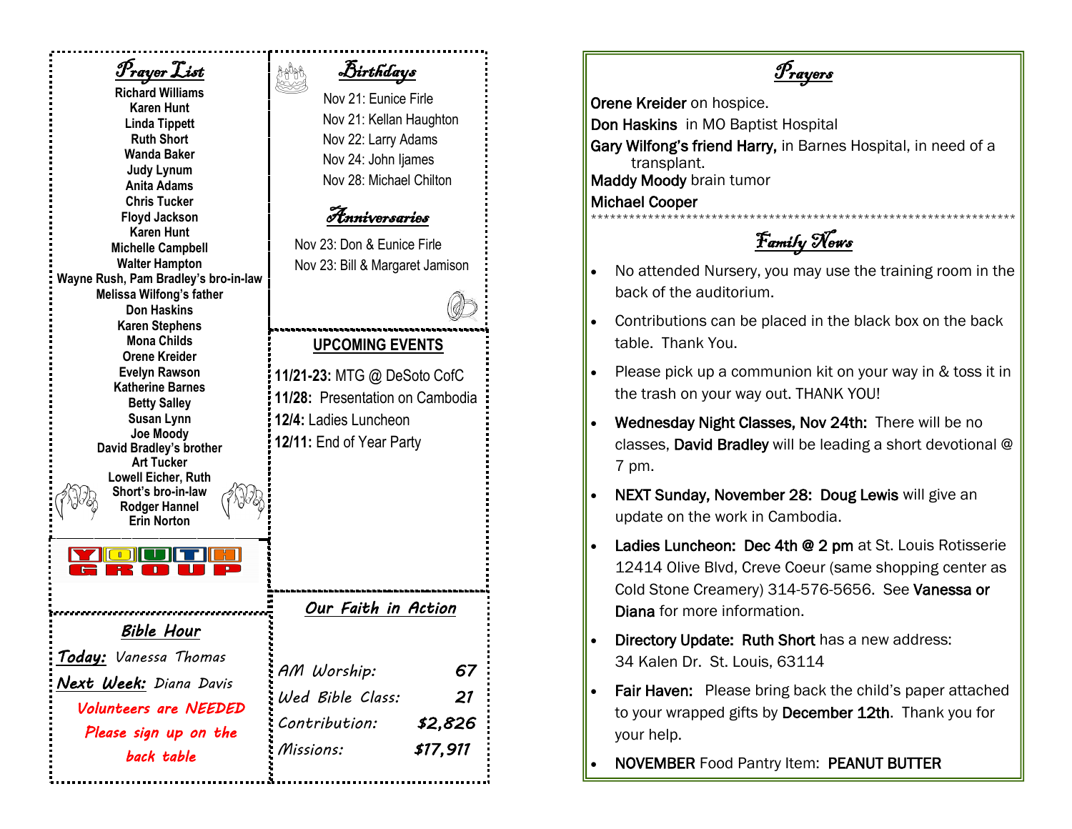## Prayer List

**Richard Williams**
**Karen Hunt**
**Linda Tippett**
**Ruth Short**
**Wanda Baker**
**Judy Lynum**
**Anita Adams**
**Chris Tucker**
**Floyd Jackson**
**Karen Hunt**
**Michelle Campbell**
**Walter Hampton**
**Wayne Rush, Pam Bradley's bro-in-law**
**Melissa Wilfong's father**
**Don Haskins**
**Karen Stephens**
**Mona Childs**
**Orene Kreider**
**Evelyn Rawson**
**Katherine Barnes**
**Betty Salley**
**Susan Lynn**
**Joe Moody**
**David Bradley's brother**
**Art Tucker**
**Lowell Eicher, Ruth Short's bro-in-law**
**Rodger Hannel**
**Erin Norton**

YOUTH GROUP

## Bible Hour

***Today:*** *Vanessa Thomas*

***Next Week:*** *Diana Davis*

*Volunteers are NEEDED*
*Please sign up on the back table*

## Birthdays

Nov 21: Eunice Firle
Nov 21: Kellan Haughton
Nov 22: Larry Adams
Nov 24: John Ijames
Nov 28: Michael Chilton

## Anniversaries

Nov 23: Don & Eunice Firle
Nov 23: Bill & Margaret Jamison

## UPCOMING EVENTS

**11/21-23:** MTG @ DeSoto CofC
**11/28:** Presentation on Cambodia
**12/4:** Ladies Luncheon
**12/11:** End of Year Party

## Our Faith in Action

| | |
|---|---|
| *AM Worship:* | *67* |
| *Wed Bible Class:* | *21* |
| *Contribution:* | *$2,826* |
| *Missions:* | *$17,911* |

## Prayers

Orene Kreider on hospice.
Don Haskins in MO Baptist Hospital
Gary Wilfong's friend Harry, in Barnes Hospital, in need of a transplant.
Maddy Moody brain tumor
Michael Cooper

## Family News

- No attended Nursery, you may use the training room in the back of the auditorium.
- Contributions can be placed in the black box on the back table. Thank You.
- Please pick up a communion kit on your way in & toss it in the trash on your way out. THANK YOU!
- Wednesday Night Classes, Nov 24th: There will be no classes, David Bradley will be leading a short devotional @ 7 pm.
- NEXT Sunday, November 28: Doug Lewis will give an update on the work in Cambodia.
- Ladies Luncheon: Dec 4th @ 2 pm at St. Louis Rotisserie 12414 Olive Blvd, Creve Coeur (same shopping center as Cold Stone Creamery) 314-576-5656. See Vanessa or Diana for more information.
- Directory Update: Ruth Short has a new address: 34 Kalen Dr. St. Louis, 63114
- Fair Haven: Please bring back the child's paper attached to your wrapped gifts by December 12th. Thank you for your help.
- NOVEMBER Food Pantry Item: PEANUT BUTTER